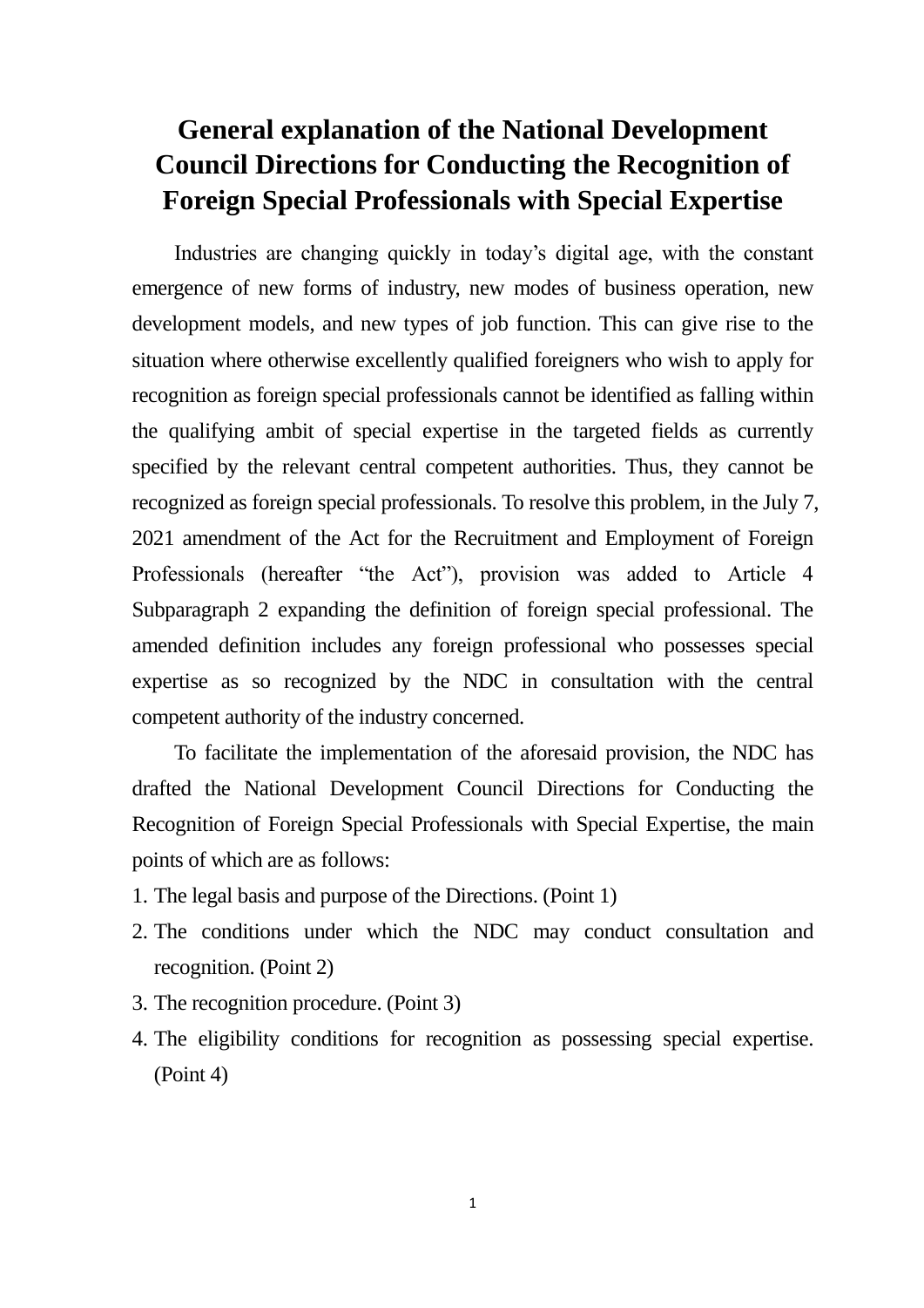# General explanation of the National Development Council Directions for Conducting the Recognition of Foreign Special Professionals with Special Expertise

Industries are changing quickly in today's digital age, with the constant emergence of new forms of industry, new modes of business operation, new development models, and new types of job function. This can give rise to the situation where otherwise excellently qualified foreigners who wish to apply for recognition as foreign special professionals cannot be identified as falling within the qualifying ambit of special expertise in the targeted fields as currently specified by the relevant central competent authorities. Thus, they cannot be recognized as foreign special professionals. To resolve this problem, in the July 7, 2021 amendment of the Act for the Recruitment and Employment of Foreign Professionals (hereafter "the Act"), provision was added to Article 4 Subparagraph 2 expanding the definition of foreign special professional. The amended definition includes any foreign professional who possesses special expertise as so recognized by the NDC in consultation with the central competent authority of the industry concerned.

To facilitate the implementation of the aforesaid provision, the NDC has drafted the National Development Council Directions for Conducting the Recognition of Foreign Special Professionals with Special Expertise, the main points of which are as follows:

1. The legal basis and purpose of the Directions. (Point 1)
2. The conditions under which the NDC may conduct consultation and recognition. (Point 2)
3. The recognition procedure. (Point 3)
4. The eligibility conditions for recognition as possessing special expertise. (Point 4)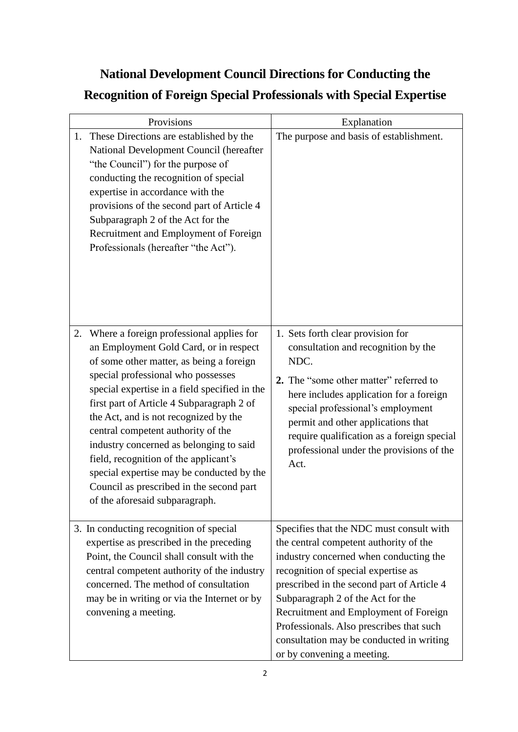# National Development Council Directions for Conducting the Recognition of Foreign Special Professionals with Special Expertise

| Provisions | Explanation |
|---|---|
| 1. These Directions are established by the National Development Council (hereafter "the Council") for the purpose of conducting the recognition of special expertise in accordance with the provisions of the second part of Article 4 Subparagraph 2 of the Act for the Recruitment and Employment of Foreign Professionals (hereafter "the Act"). | The purpose and basis of establishment. |
| 2. Where a foreign professional applies for an Employment Gold Card, or in respect of some other matter, as being a foreign special professional who possesses special expertise in a field specified in the first part of Article 4 Subparagraph 2 of the Act, and is not recognized by the central competent authority of the industry concerned as belonging to said field, recognition of the applicant's special expertise may be conducted by the Council as prescribed in the second part of the aforesaid subparagraph. | 1. Sets forth clear provision for consultation and recognition by the NDC. <br> **2.** The "some other matter" referred to here includes application for a foreign special professional's employment permit and other applications that require qualification as a foreign special professional under the provisions of the Act. |
| 3. In conducting recognition of special expertise as prescribed in the preceding Point, the Council shall consult with the central competent authority of the industry concerned. The method of consultation may be in writing or via the Internet or by convening a meeting. | Specifies that the NDC must consult with the central competent authority of the industry concerned when conducting the recognition of special expertise as prescribed in the second part of Article 4 Subparagraph 2 of the Act for the Recruitment and Employment of Foreign Professionals. Also prescribes that such consultation may be conducted in writing or by convening a meeting. |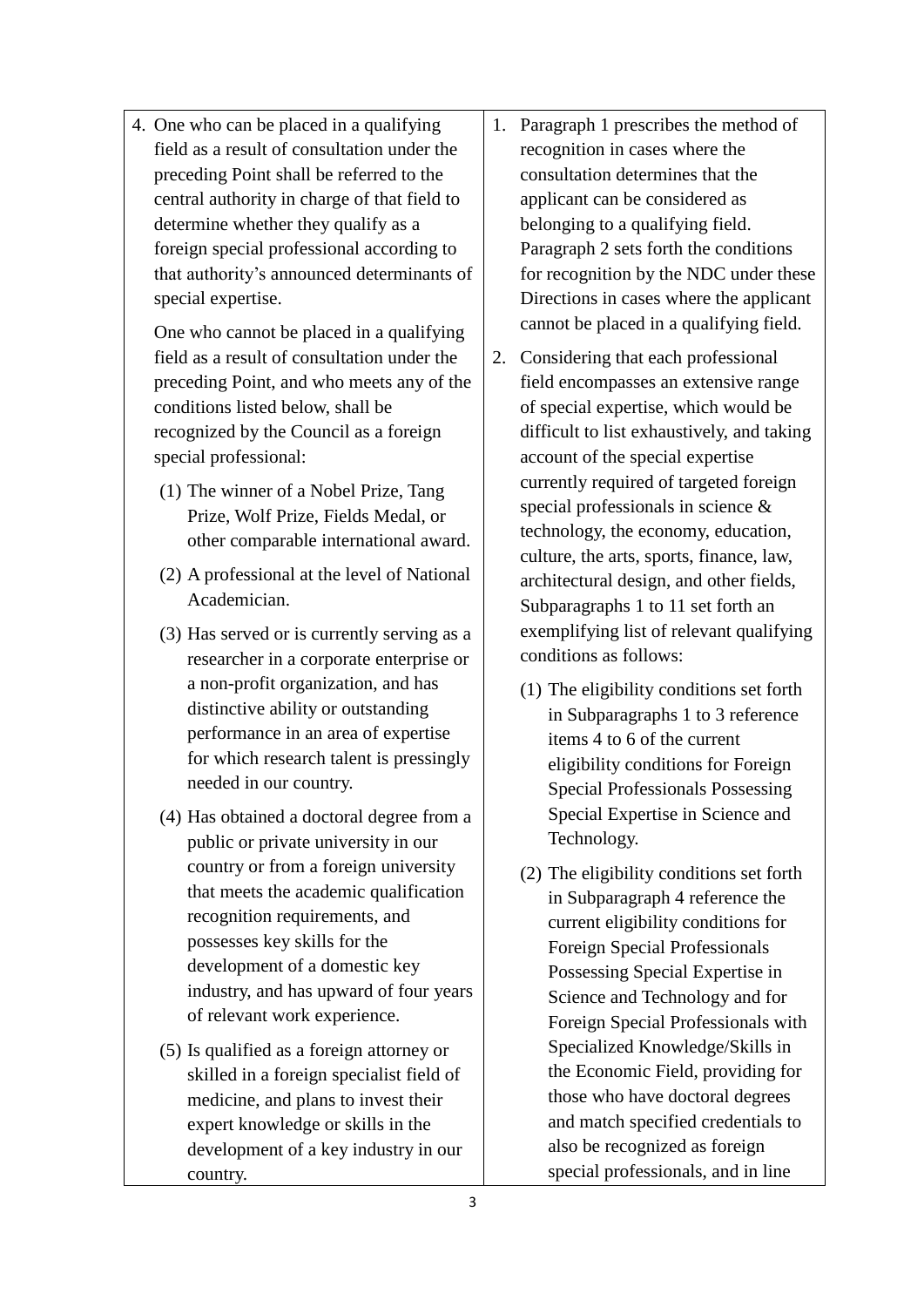| | |
|---|---|
| 4. One who can be placed in a qualifying field as a result of consultation under the preceding Point shall be referred to the central authority in charge of that field to determine whether they qualify as a foreign special professional according to that authority's announced determinants of special expertise.<br><br>One who cannot be placed in a qualifying field as a result of consultation under the preceding Point, and who meets any of the conditions listed below, shall be recognized by the Council as a foreign special professional:<br><br>(1) The winner of a Nobel Prize, Tang Prize, Wolf Prize, Fields Medal, or other comparable international award.<br><br>(2) A professional at the level of National Academician.<br><br>(3) Has served or is currently serving as a researcher in a corporate enterprise or a non-profit organization, and has distinctive ability or outstanding performance in an area of expertise for which research talent is pressingly needed in our country.<br><br>(4) Has obtained a doctoral degree from a public or private university in our country or from a foreign university that meets the academic qualification recognition requirements, and possesses key skills for the development of a domestic key industry, and has upward of four years of relevant work experience.<br><br>(5) Is qualified as a foreign attorney or skilled in a foreign specialist field of medicine, and plans to invest their expert knowledge or skills in the development of a key industry in our country. | 1. Paragraph 1 prescribes the method of recognition in cases where the consultation determines that the applicant can be considered as belonging to a qualifying field. Paragraph 2 sets forth the conditions for recognition by the NDC under these Directions in cases where the applicant cannot be placed in a qualifying field.<br><br>2. Considering that each professional field encompasses an extensive range of special expertise, which would be difficult to list exhaustively, and taking account of the special expertise currently required of targeted foreign special professionals in science & technology, the economy, education, culture, the arts, sports, finance, law, architectural design, and other fields, Subparagraphs 1 to 11 set forth an exemplifying list of relevant qualifying conditions as follows:<br><br>(1) The eligibility conditions set forth in Subparagraphs 1 to 3 reference items 4 to 6 of the current eligibility conditions for Foreign Special Professionals Possessing Special Expertise in Science and Technology.<br><br>(2) The eligibility conditions set forth in Subparagraph 4 reference the current eligibility conditions for Foreign Special Professionals Possessing Special Expertise in Science and Technology and for Foreign Special Professionals with Specialized Knowledge/Skills in the Economic Field, providing for those who have doctoral degrees and match specified credentials to also be recognized as foreign special professionals, and in line |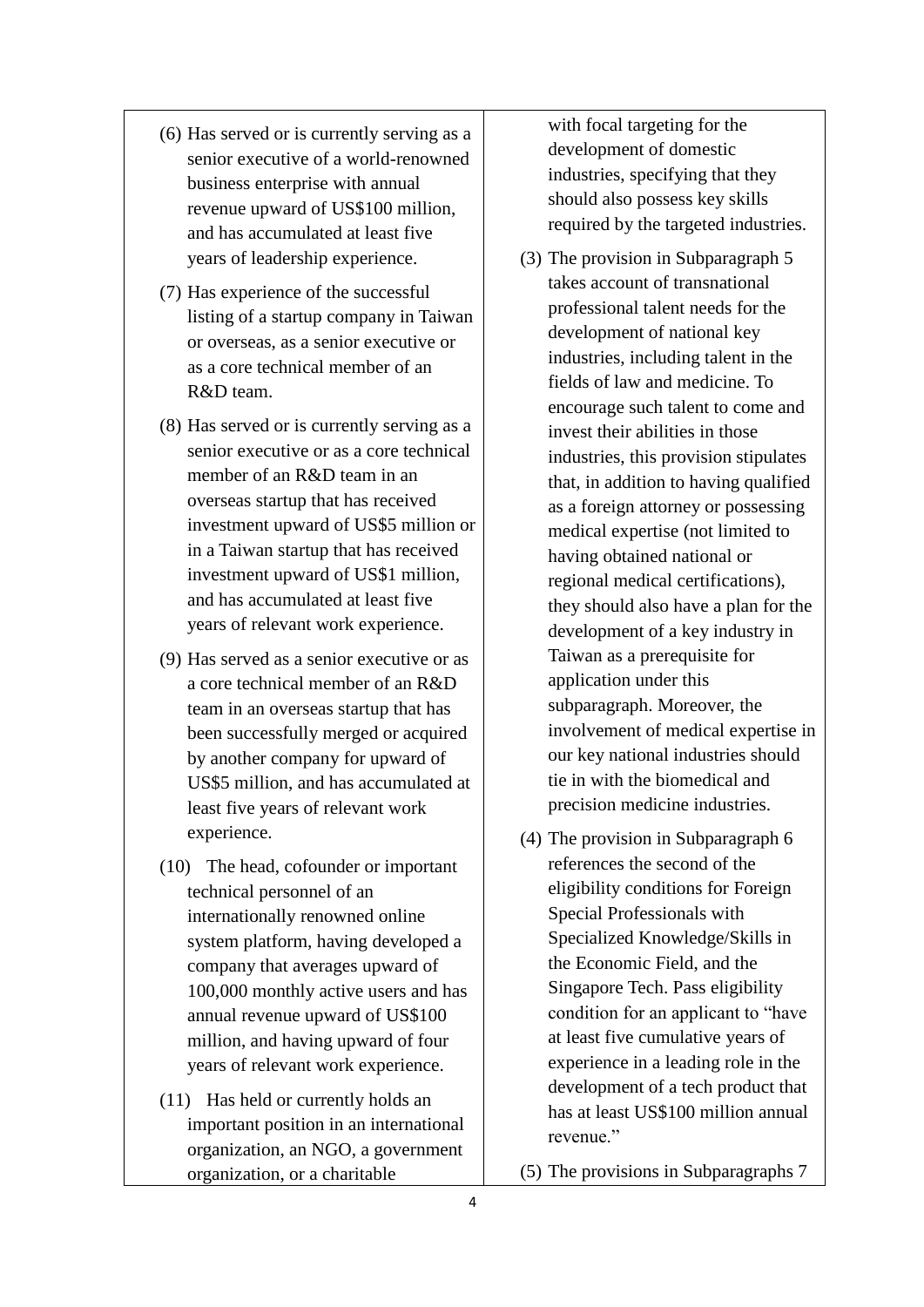| | |
|---|---|
| (6) Has served or is currently serving as a senior executive of a world-renowned business enterprise with annual revenue upward of US$100 million, and has accumulated at least five years of leadership experience.<br><br>(7) Has experience of the successful listing of a startup company in Taiwan or overseas, as a senior executive or as a core technical member of an R&D team.<br><br>(8) Has served or is currently serving as a senior executive or as a core technical member of an R&D team in an overseas startup that has received investment upward of US$5 million or in a Taiwan startup that has received investment upward of US$1 million, and has accumulated at least five years of relevant work experience.<br><br>(9) Has served as a senior executive or as a core technical member of an R&D team in an overseas startup that has been successfully merged or acquired by another company for upward of US$5 million, and has accumulated at least five years of relevant work experience.<br><br>(10) The head, cofounder or important technical personnel of an internationally renowned online system platform, having developed a company that averages upward of 100,000 monthly active users and has annual revenue upward of US$100 million, and having upward of four years of relevant work experience.<br><br>(11) Has held or currently holds an important position in an international organization, an NGO, a government organization, or a charitable | with focal targeting for the development of domestic industries, specifying that they should also possess key skills required by the targeted industries.<br><br>(3) The provision in Subparagraph 5 takes account of transnational professional talent needs for the development of national key industries, including talent in the fields of law and medicine. To encourage such talent to come and invest their abilities in those industries, this provision stipulates that, in addition to having qualified as a foreign attorney or possessing medical expertise (not limited to having obtained national or regional medical certifications), they should also have a plan for the development of a key industry in Taiwan as a prerequisite for application under this subparagraph. Moreover, the involvement of medical expertise in our key national industries should tie in with the biomedical and precision medicine industries.<br><br>(4) The provision in Subparagraph 6 references the second of the eligibility conditions for Foreign Special Professionals with Specialized Knowledge/Skills in the Economic Field, and the Singapore Tech. Pass eligibility condition for an applicant to "have at least five cumulative years of experience in a leading role in the development of a tech product that has at least US$100 million annual revenue."<br><br>(5) The provisions in Subparagraphs 7 |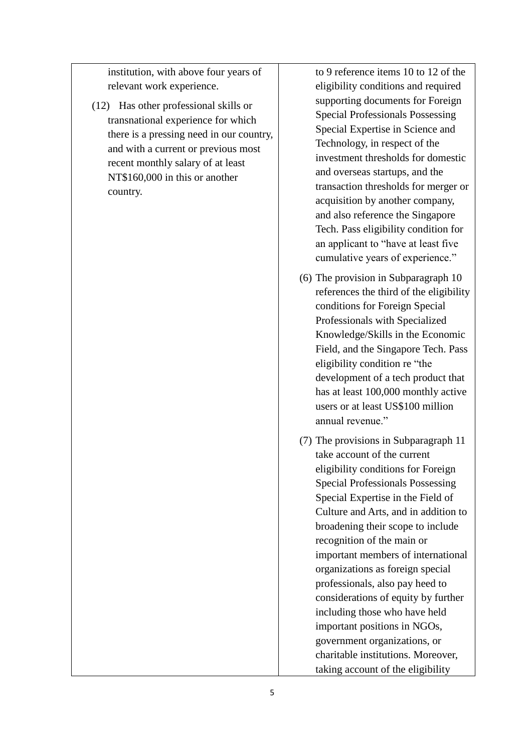| | |
|---|---|
| institution, with above four years of relevant work experience.<br><br>(12) Has other professional skills or transnational experience for which there is a pressing need in our country, and with a current or previous most recent monthly salary of at least NT$160,000 in this or another country. | to 9 reference items 10 to 12 of the eligibility conditions and required supporting documents for Foreign Special Professionals Possessing Special Expertise in Science and Technology, in respect of the investment thresholds for domestic and overseas startups, and the transaction thresholds for merger or acquisition by another company, and also reference the Singapore Tech. Pass eligibility condition for an applicant to "have at least five cumulative years of experience."<br><br>(6) The provision in Subparagraph 10 references the third of the eligibility conditions for Foreign Special Professionals with Specialized Knowledge/Skills in the Economic Field, and the Singapore Tech. Pass eligibility condition re "the development of a tech product that has at least 100,000 monthly active users or at least US$100 million annual revenue."<br><br>(7) The provisions in Subparagraph 11 take account of the current eligibility conditions for Foreign Special Professionals Possessing Special Expertise in the Field of Culture and Arts, and in addition to broadening their scope to include recognition of the main or important members of international organizations as foreign special professionals, also pay heed to considerations of equity by further including those who have held important positions in NGOs, government organizations, or charitable institutions. Moreover, taking account of the eligibility |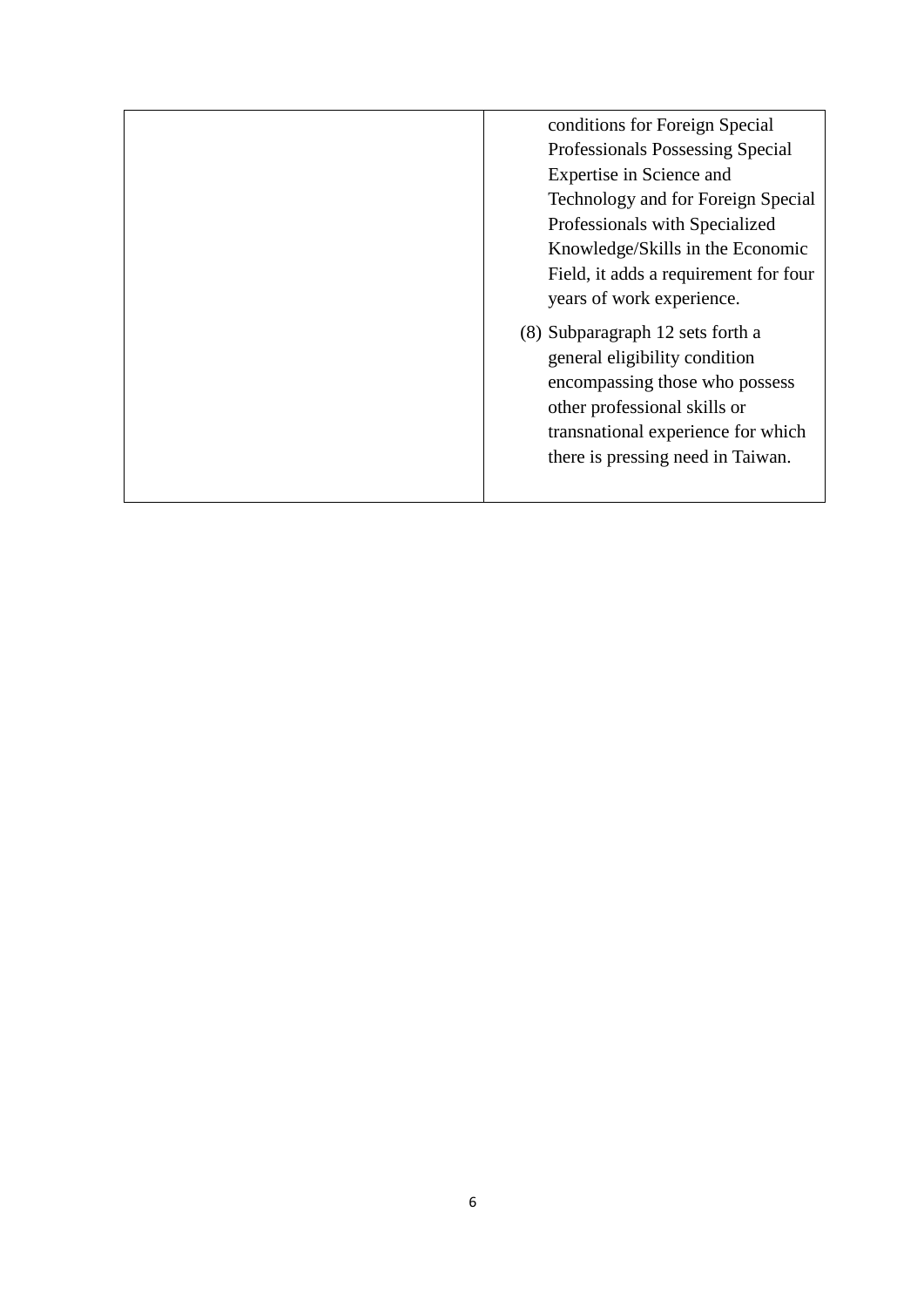| | |
|---|---|
| | conditions for Foreign Special Professionals Possessing Special Expertise in Science and Technology and for Foreign Special Professionals with Specialized Knowledge/Skills in the Economic Field, it adds a requirement for four years of work experience.<br><br>(8) Subparagraph 12 sets forth a general eligibility condition encompassing those who possess other professional skills or transnational experience for which there is pressing need in Taiwan. |